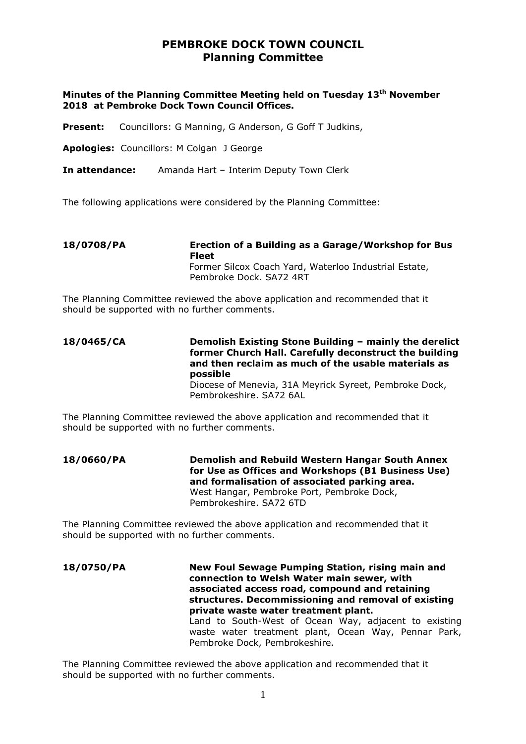# PEMBROKE DOCK TOWN COUNCIL
## Planning Committee

**Minutes of the Planning Committee Meeting held on Tuesday 13th November 2018 at Pembroke Dock Town Council Offices.**

**Present:** Councillors: G Manning, G Anderson, G Goff T Judkins,

**Apologies:** Councillors: M Colgan J George

**In attendance:** Amanda Hart – Interim Deputy Town Clerk

The following applications were considered by the Planning Committee:

**18/0708/PA** **Erection of a Building as a Garage/Workshop for Bus Fleet**
Former Silcox Coach Yard, Waterloo Industrial Estate, Pembroke Dock. SA72 4RT

The Planning Committee reviewed the above application and recommended that it should be supported with no further comments.

**18/0465/CA** **Demolish Existing Stone Building – mainly the derelict former Church Hall. Carefully deconstruct the building and then reclaim as much of the usable materials as possible**
Diocese of Menevia, 31A Meyrick Syreet, Pembroke Dock, Pembrokeshire. SA72 6AL

The Planning Committee reviewed the above application and recommended that it should be supported with no further comments.

**18/0660/PA** **Demolish and Rebuild Western Hangar South Annex for Use as Offices and Workshops (B1 Business Use) and formalisation of associated parking area.**
West Hangar, Pembroke Port, Pembroke Dock, Pembrokeshire. SA72 6TD

The Planning Committee reviewed the above application and recommended that it should be supported with no further comments.

**18/0750/PA** **New Foul Sewage Pumping Station, rising main and connection to Welsh Water main sewer, with associated access road, compound and retaining structures. Decommissioning and removal of existing private waste water treatment plant.**
Land to South-West of Ocean Way, adjacent to existing waste water treatment plant, Ocean Way, Pennar Park, Pembroke Dock, Pembrokeshire.

The Planning Committee reviewed the above application and recommended that it should be supported with no further comments.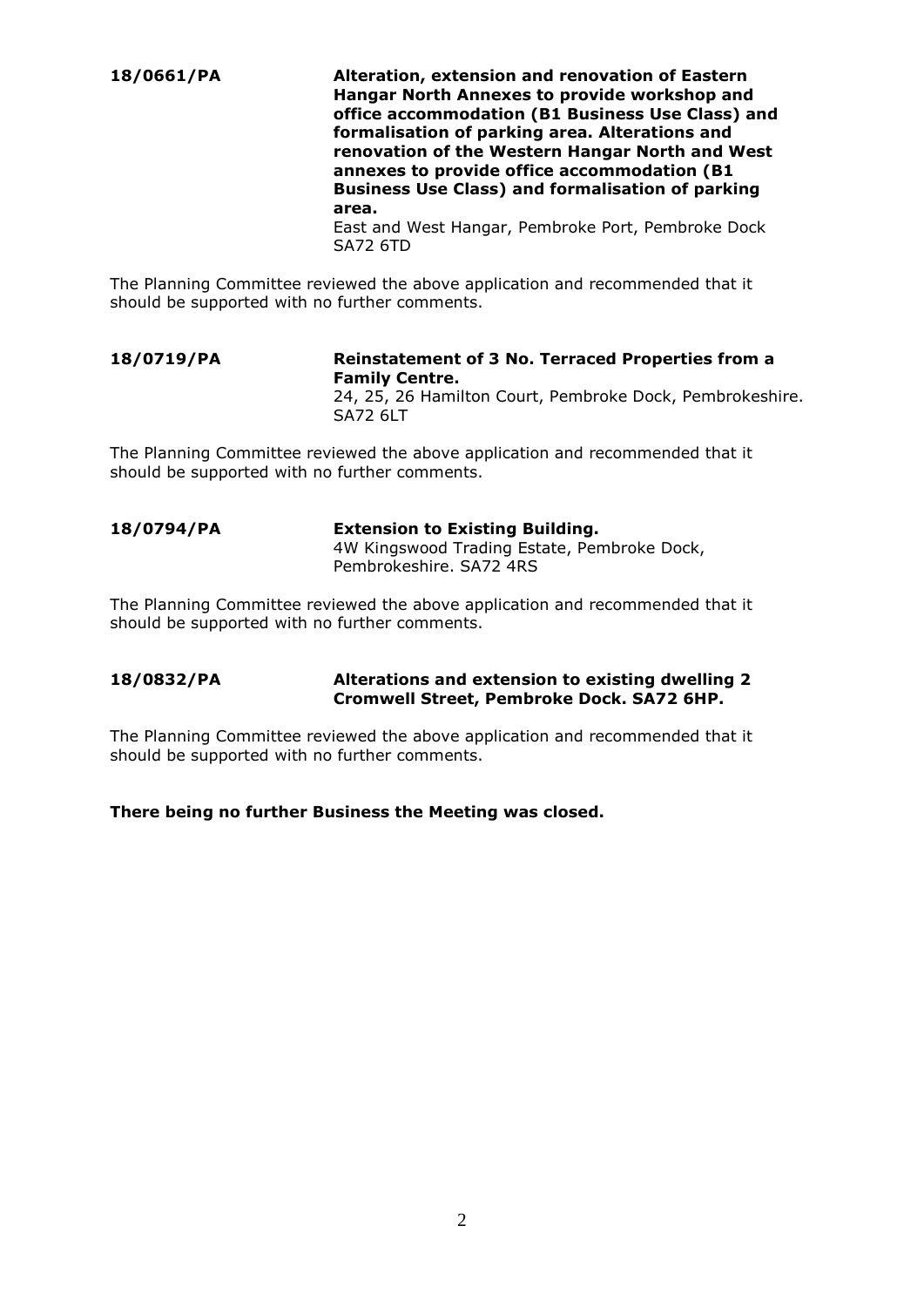**18/0661/PA** **Alteration, extension and renovation of Eastern Hangar North Annexes to provide workshop and office accommodation (B1 Business Use Class) and formalisation of parking area. Alterations and renovation of the Western Hangar North and West annexes to provide office accommodation (B1 Business Use Class) and formalisation of parking area.**
East and West Hangar, Pembroke Port, Pembroke Dock SA72 6TD

The Planning Committee reviewed the above application and recommended that it should be supported with no further comments.

**18/0719/PA** **Reinstatement of 3 No. Terraced Properties from a Family Centre.**
24, 25, 26 Hamilton Court, Pembroke Dock, Pembrokeshire. SA72 6LT

The Planning Committee reviewed the above application and recommended that it should be supported with no further comments.

**18/0794/PA** **Extension to Existing Building.**
4W Kingswood Trading Estate, Pembroke Dock, Pembrokeshire. SA72 4RS

The Planning Committee reviewed the above application and recommended that it should be supported with no further comments.

**18/0832/PA** **Alterations and extension to existing dwelling 2 Cromwell Street, Pembroke Dock. SA72 6HP.**

The Planning Committee reviewed the above application and recommended that it should be supported with no further comments.

**There being no further Business the Meeting was closed.**